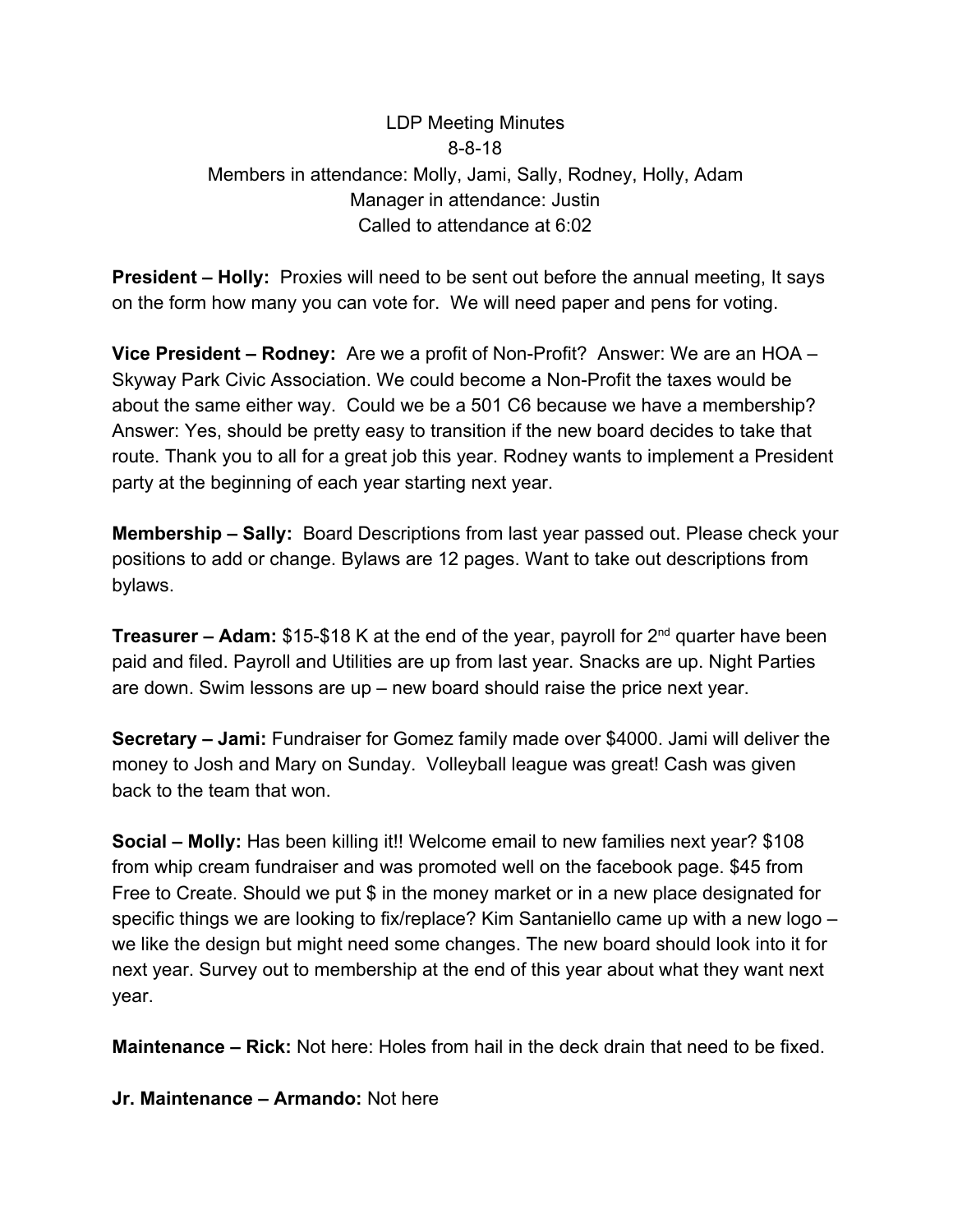LDP Meeting Minutes
8-8-18
Members in attendance: Molly, Jami, Sally, Rodney, Holly, Adam
Manager in attendance: Justin
Called to attendance at 6:02

**President – Holly:** Proxies will need to be sent out before the annual meeting, It says on the form how many you can vote for. We will need paper and pens for voting.

**Vice President – Rodney:** Are we a profit of Non-Profit? Answer: We are an HOA – Skyway Park Civic Association. We could become a Non-Profit the taxes would be about the same either way. Could we be a 501 C6 because we have a membership? Answer: Yes, should be pretty easy to transition if the new board decides to take that route. Thank you to all for a great job this year. Rodney wants to implement a President party at the beginning of each year starting next year.

**Membership – Sally:** Board Descriptions from last year passed out. Please check your positions to add or change. Bylaws are 12 pages. Want to take out descriptions from bylaws.

**Treasurer – Adam:** $15-$18 K at the end of the year, payroll for 2nd quarter have been paid and filed. Payroll and Utilities are up from last year. Snacks are up. Night Parties are down. Swim lessons are up – new board should raise the price next year.

**Secretary – Jami:** Fundraiser for Gomez family made over $4000. Jami will deliver the money to Josh and Mary on Sunday. Volleyball league was great! Cash was given back to the team that won.

**Social – Molly:** Has been killing it!! Welcome email to new families next year? $108 from whip cream fundraiser and was promoted well on the facebook page. $45 from Free to Create. Should we put $ in the money market or in a new place designated for specific things we are looking to fix/replace? Kim Santaniello came up with a new logo – we like the design but might need some changes. The new board should look into it for next year. Survey out to membership at the end of this year about what they want next year.

**Maintenance – Rick:** Not here: Holes from hail in the deck drain that need to be fixed.

**Jr. Maintenance – Armando:** Not here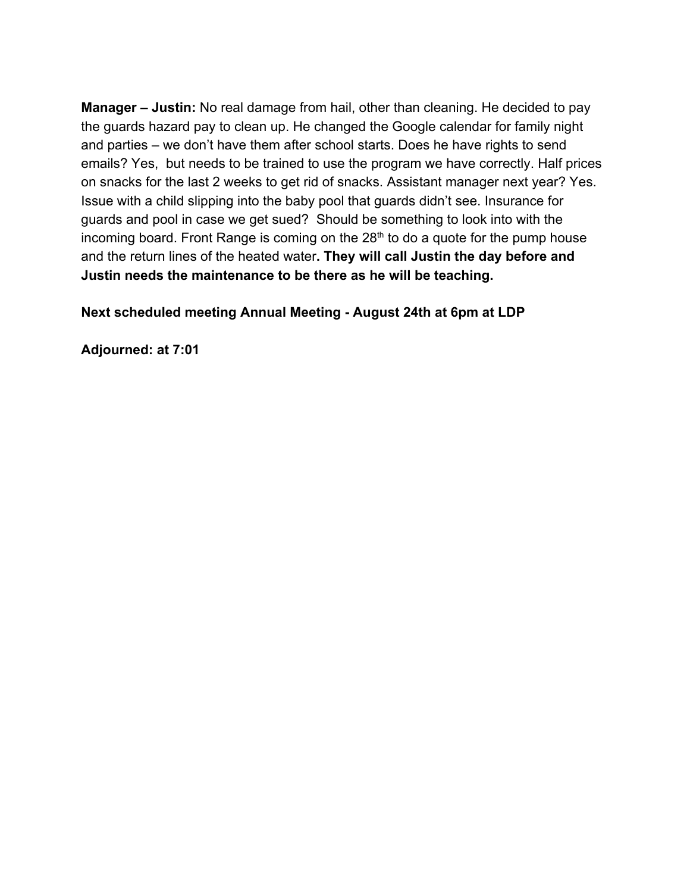**Manager – Justin:** No real damage from hail, other than cleaning. He decided to pay the guards hazard pay to clean up. He changed the Google calendar for family night and parties – we don't have them after school starts. Does he have rights to send emails? Yes, but needs to be trained to use the program we have correctly. Half prices on snacks for the last 2 weeks to get rid of snacks. Assistant manager next year? Yes. Issue with a child slipping into the baby pool that guards didn't see. Insurance for guards and pool in case we get sued? Should be something to look into with the incoming board. Front Range is coming on the 28th to do a quote for the pump house and the return lines of the heated water**. They will call Justin the day before and Justin needs the maintenance to be there as he will be teaching.**

**Next scheduled meeting Annual Meeting - August 24th at 6pm at LDP**

**Adjourned: at 7:01**